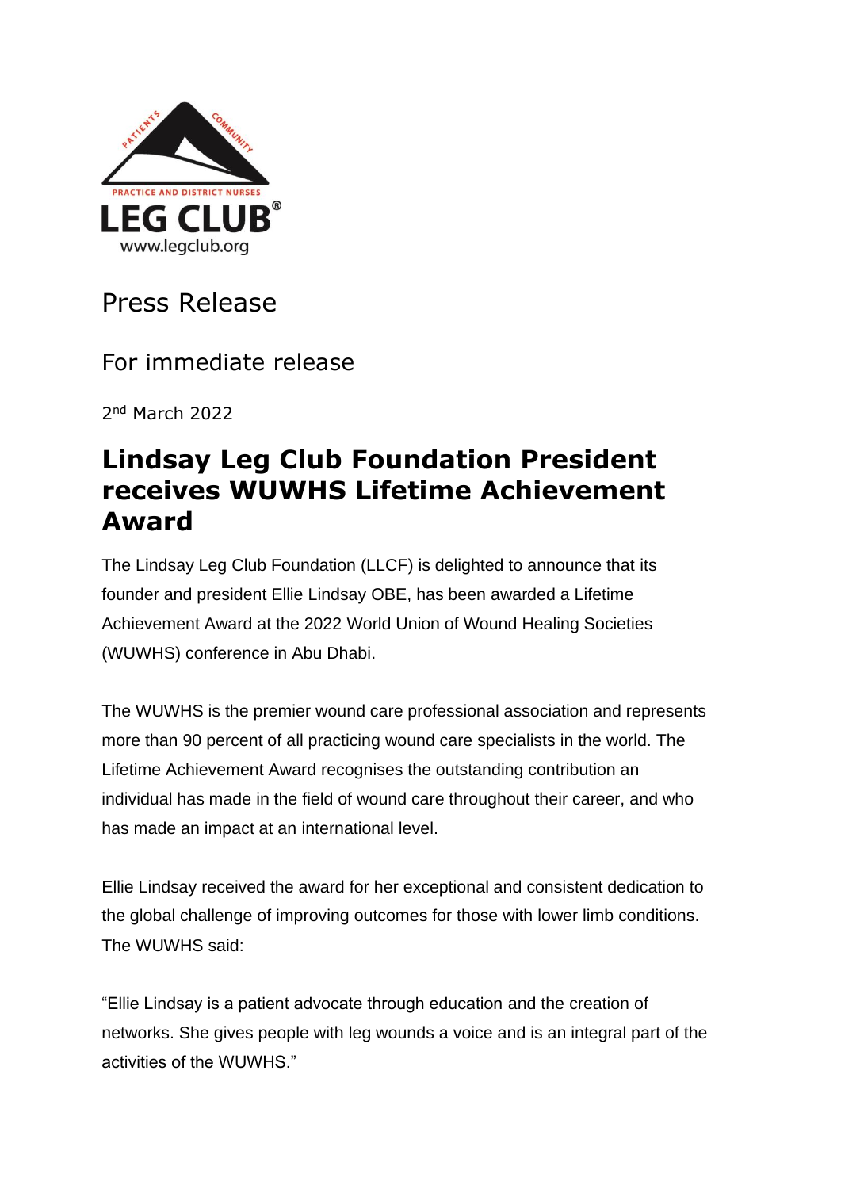PRACTICE AND DISTRICT NURSES

LEG CLUB®

www.legclub.org

Press Release

For immediate release

2nd March 2022

# Lindsay Leg Club Foundation President receives WUWHS Lifetime Achievement Award

The Lindsay Leg Club Foundation (LLCF) is delighted to announce that its founder and president Ellie Lindsay OBE, has been awarded a Lifetime Achievement Award at the 2022 World Union of Wound Healing Societies (WUWHS) conference in Abu Dhabi.

The WUWHS is the premier wound care professional association and represents more than 90 percent of all practicing wound care specialists in the world. The Lifetime Achievement Award recognises the outstanding contribution an individual has made in the field of wound care throughout their career, and who has made an impact at an international level.

Ellie Lindsay received the award for her exceptional and consistent dedication to the global challenge of improving outcomes for those with lower limb conditions. The WUWHS said:

"Ellie Lindsay is a patient advocate through education and the creation of networks. She gives people with leg wounds a voice and is an integral part of the activities of the WUWHS."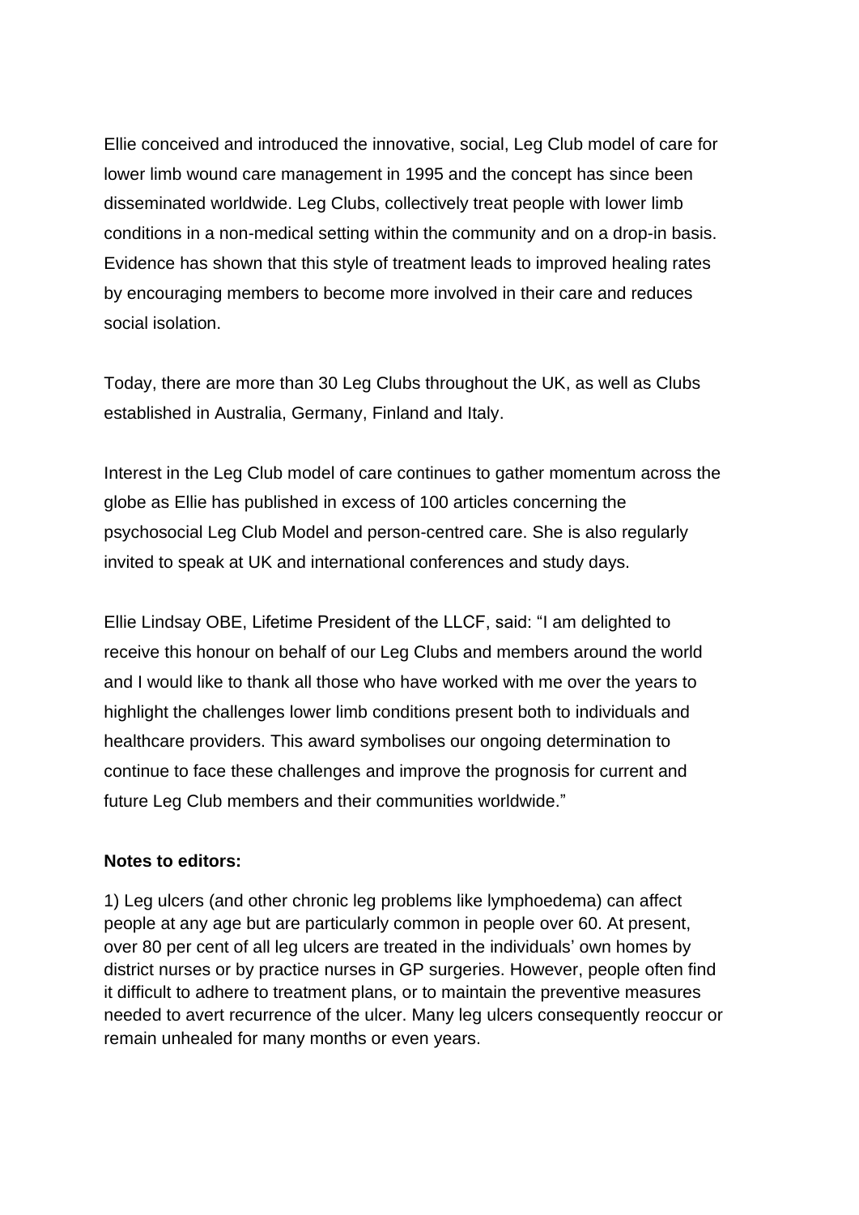Ellie conceived and introduced the innovative, social, Leg Club model of care for lower limb wound care management in 1995 and the concept has since been disseminated worldwide. Leg Clubs, collectively treat people with lower limb conditions in a non-medical setting within the community and on a drop-in basis. Evidence has shown that this style of treatment leads to improved healing rates by encouraging members to become more involved in their care and reduces social isolation.

Today, there are more than 30 Leg Clubs throughout the UK, as well as Clubs established in Australia, Germany, Finland and Italy.

Interest in the Leg Club model of care continues to gather momentum across the globe as Ellie has published in excess of 100 articles concerning the psychosocial Leg Club Model and person-centred care. She is also regularly invited to speak at UK and international conferences and study days.

Ellie Lindsay OBE, Lifetime President of the LLCF, said: "I am delighted to receive this honour on behalf of our Leg Clubs and members around the world and I would like to thank all those who have worked with me over the years to highlight the challenges lower limb conditions present both to individuals and healthcare providers. This award symbolises our ongoing determination to continue to face these challenges and improve the prognosis for current and future Leg Club members and their communities worldwide."

**Notes to editors:**

1) Leg ulcers (and other chronic leg problems like lymphoedema) can affect people at any age but are particularly common in people over 60. At present, over 80 per cent of all leg ulcers are treated in the individuals' own homes by district nurses or by practice nurses in GP surgeries. However, people often find it difficult to adhere to treatment plans, or to maintain the preventive measures needed to avert recurrence of the ulcer. Many leg ulcers consequently reoccur or remain unhealed for many months or even years.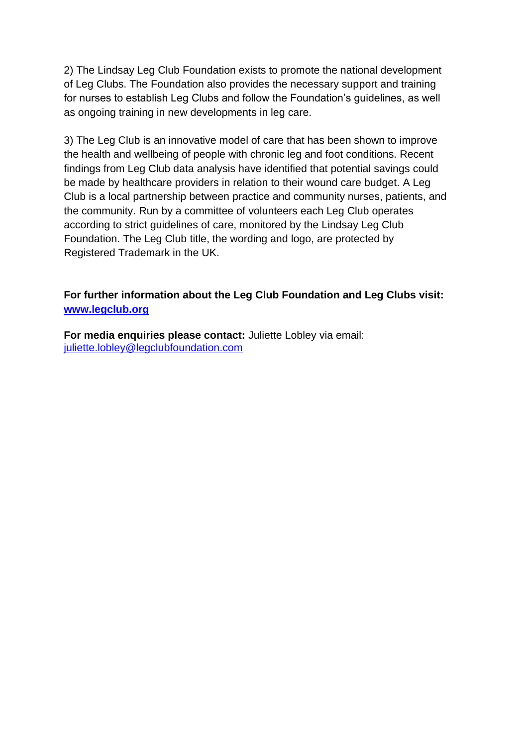2) The Lindsay Leg Club Foundation exists to promote the national development of Leg Clubs. The Foundation also provides the necessary support and training for nurses to establish Leg Clubs and follow the Foundation's guidelines, as well as ongoing training in new developments in leg care.

3) The Leg Club is an innovative model of care that has been shown to improve the health and wellbeing of people with chronic leg and foot conditions. Recent findings from Leg Club data analysis have identified that potential savings could be made by healthcare providers in relation to their wound care budget. A Leg Club is a local partnership between practice and community nurses, patients, and the community. Run by a committee of volunteers each Leg Club operates according to strict guidelines of care, monitored by the Lindsay Leg Club Foundation. The Leg Club title, the wording and logo, are protected by Registered Trademark in the UK.

**For further information about the Leg Club Foundation and Leg Clubs visit:** **[www.legclub.org](http://www.legclub.org)**

**For media enquiries please contact:** Juliette Lobley via email: [juliette.lobley@legclubfoundation.com](mailto:juliette.lobley@legclubfoundation.com)